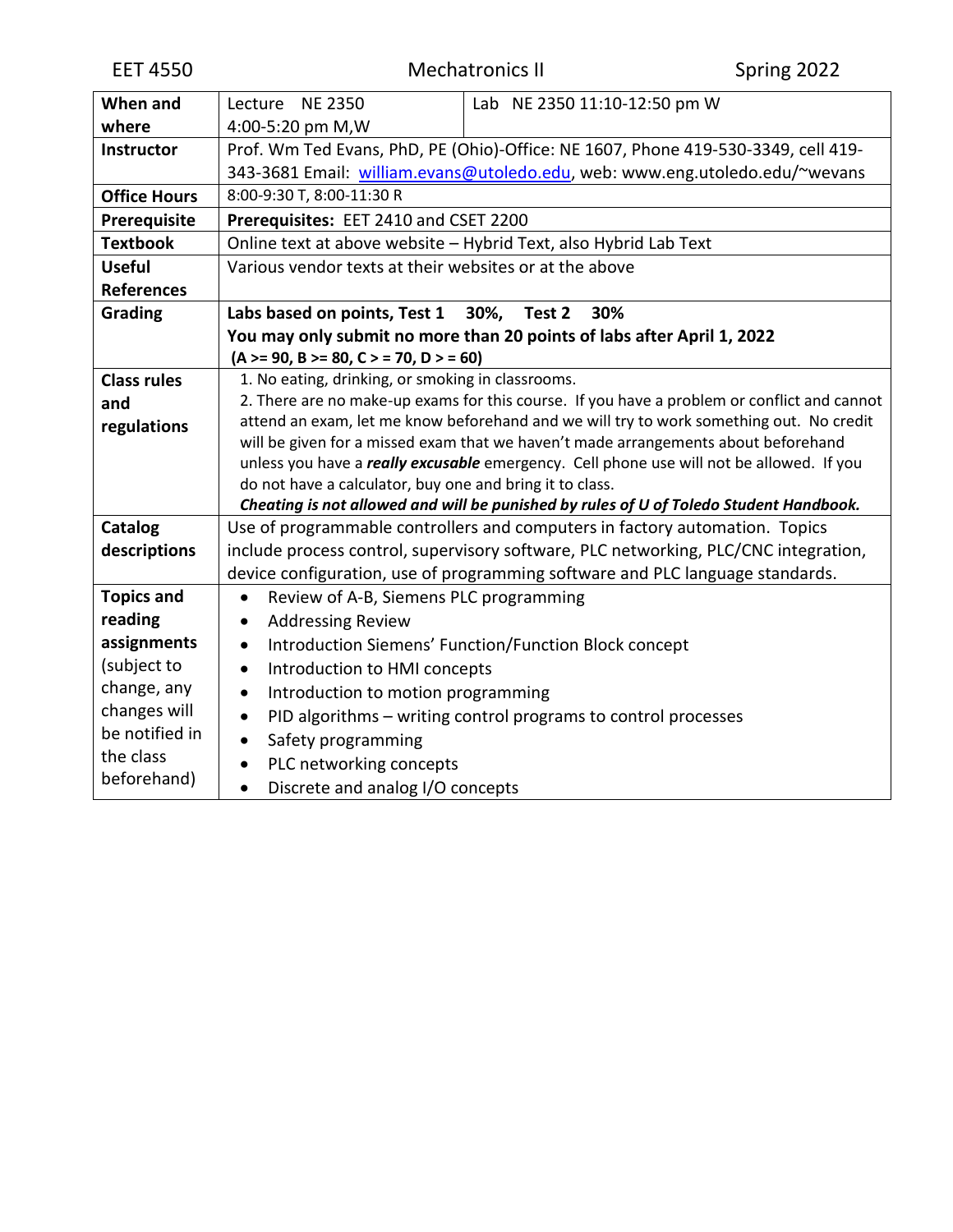EET 4550 Mechatronics II Spring 2022

| | | |
|---|---|---|
| **When and where** | Lecture NE 2350 4:00-5:20 pm M,W | Lab NE 2350 11:10-12:50 pm W |
| **Instructor** | Prof. Wm Ted Evans, PhD, PE (Ohio)-Office: NE 1607, Phone 419-530-3349, cell 419-343-3681 Email: william.evans@utoledo.edu, web: www.eng.utoledo.edu/~wevans | |
| **Office Hours** | 8:00-9:30 T, 8:00-11:30 R | |
| **Prerequisite** | **Prerequisites: EET 2410 and CSET 2200** | |
| **Textbook** | Online text at above website – Hybrid Text, also Hybrid Lab Text | |
| **Useful References** | Various vendor texts at their websites or at the above | |
| **Grading** | **Labs based on points, Test 1 30%, Test 2 30%**<br>**You may only submit no more than 20 points of labs after April 1, 2022**<br>**(A >= 90, B >= 80, C > = 70, D > = 60)** | |
| **Class rules and regulations** | 1. No eating, drinking, or smoking in classrooms.<br>2. There are no make-up exams for this course. If you have a problem or conflict and cannot attend an exam, let me know beforehand and we will try to work something out. No credit will be given for a missed exam that we haven't made arrangements about beforehand unless you have a ***really excusable*** emergency. Cell phone use will not be allowed. If you do not have a calculator, buy one and bring it to class.<br>***Cheating is not allowed and will be punished by rules of U of Toledo Student Handbook.*** | |
| **Catalog descriptions** | Use of programmable controllers and computers in factory automation. Topics include process control, supervisory software, PLC networking, PLC/CNC integration, device configuration, use of programming software and PLC language standards. | |
| **Topics and reading assignments** (subject to change, any changes will be notified in the class beforehand) | • Review of A-B, Siemens PLC programming<br>• Addressing Review<br>• Introduction Siemens' Function/Function Block concept<br>• Introduction to HMI concepts<br>• Introduction to motion programming<br>• PID algorithms – writing control programs to control processes<br>• Safety programming<br>• PLC networking concepts<br>• Discrete and analog I/O concepts | |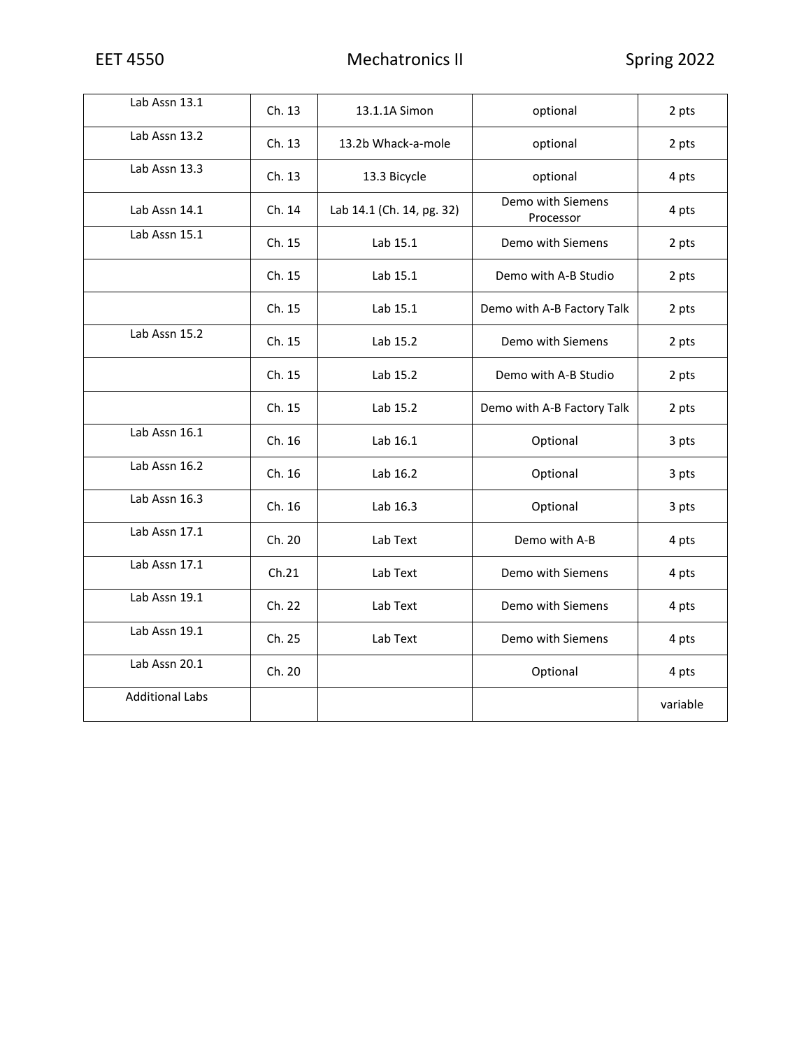| | | | | |
|---|---|---|---|---|
| Lab Assn 13.1 | Ch. 13 | 13.1.1A Simon | optional | 2 pts |
| Lab Assn 13.2 | Ch. 13 | 13.2b Whack-a-mole | optional | 2 pts |
| Lab Assn 13.3 | Ch. 13 | 13.3 Bicycle | optional | 4 pts |
| Lab Assn 14.1 | Ch. 14 | Lab 14.1 (Ch. 14, pg. 32) | Demo with Siemens Processor | 4 pts |
| Lab Assn 15.1 | Ch. 15 | Lab 15.1 | Demo with Siemens | 2 pts |
| | Ch. 15 | Lab 15.1 | Demo with A-B Studio | 2 pts |
| | Ch. 15 | Lab 15.1 | Demo with A-B Factory Talk | 2 pts |
| Lab Assn 15.2 | Ch. 15 | Lab 15.2 | Demo with Siemens | 2 pts |
| | Ch. 15 | Lab 15.2 | Demo with A-B Studio | 2 pts |
| | Ch. 15 | Lab 15.2 | Demo with A-B Factory Talk | 2 pts |
| Lab Assn 16.1 | Ch. 16 | Lab 16.1 | Optional | 3 pts |
| Lab Assn 16.2 | Ch. 16 | Lab 16.2 | Optional | 3 pts |
| Lab Assn 16.3 | Ch. 16 | Lab 16.3 | Optional | 3 pts |
| Lab Assn 17.1 | Ch. 20 | Lab Text | Demo with A-B | 4 pts |
| Lab Assn 17.1 | Ch.21 | Lab Text | Demo with Siemens | 4 pts |
| Lab Assn 19.1 | Ch. 22 | Lab Text | Demo with Siemens | 4 pts |
| Lab Assn 19.1 | Ch. 25 | Lab Text | Demo with Siemens | 4 pts |
| Lab Assn 20.1 | Ch. 20 | | Optional | 4 pts |
| Additional Labs | | | | variable |